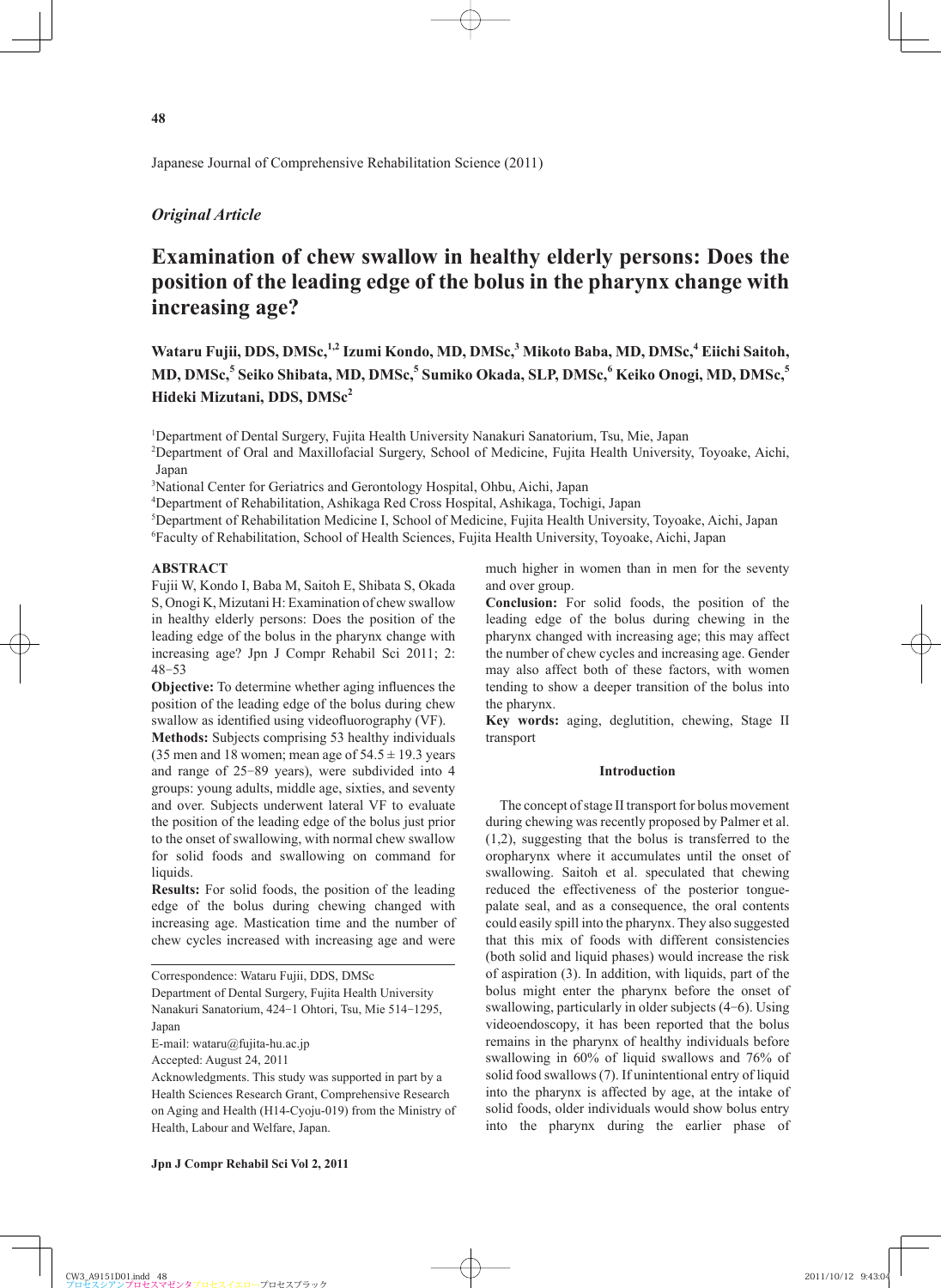Japanese Journal of Comprehensive Rehabilitation Science (2011)

*Original Article*

# Examination of chew swallow in healthy elderly persons: Does the position of the leading edge of the bolus in the pharynx change with increasing age?

**Wataru Fujii, DDS, DMSc,[1,2] Izumi Kondo, MD, DMSc,[3] Mikoto Baba, MD, DMSc,[4] Eiichi Saitoh, MD, DMSc,[5] Seiko Shibata, MD, DMSc,[5] Sumiko Okada, SLP, DMSc,[6] Keiko Onogi, MD, DMSc,[5] Hideki Mizutani, DDS, DMSc[2]**

[1]Department of Dental Surgery, Fujita Health University Nanakuri Sanatorium, Tsu, Mie, Japan
[2]Department of Oral and Maxillofacial Surgery, School of Medicine, Fujita Health University, Toyoake, Aichi, Japan
[3]National Center for Geriatrics and Gerontology Hospital, Ohbu, Aichi, Japan
[4]Department of Rehabilitation, Ashikaga Red Cross Hospital, Ashikaga, Tochigi, Japan
[5]Department of Rehabilitation Medicine I, School of Medicine, Fujita Health University, Toyoake, Aichi, Japan
[6]Faculty of Rehabilitation, School of Health Sciences, Fujita Health University, Toyoake, Aichi, Japan

## ABSTRACT

Fujii W, Kondo I, Baba M, Saitoh E, Shibata S, Okada S, Onogi K, Mizutani H: Examination of chew swallow in healthy elderly persons: Does the position of the leading edge of the bolus in the pharynx change with increasing age? Jpn J Compr Rehabil Sci 2011; 2: 48−53

**Objective:** To determine whether aging influences the position of the leading edge of the bolus during chew swallow as identified using videofluorography (VF).

**Methods:** Subjects comprising 53 healthy individuals (35 men and 18 women; mean age of 54.5 ± 19.3 years and range of 25−89 years), were subdivided into 4 groups: young adults, middle age, sixties, and seventy and over. Subjects underwent lateral VF to evaluate the position of the leading edge of the bolus just prior to the onset of swallowing, with normal chew swallow for solid foods and swallowing on command for liquids.

**Results:** For solid foods, the position of the leading edge of the bolus during chewing changed with increasing age. Mastication time and the number of chew cycles increased with increasing age and were much higher in women than in men for the seventy and over group.

**Conclusion:** For solid foods, the position of the leading edge of the bolus during chewing in the pharynx changed with increasing age; this may affect the number of chew cycles and increasing age. Gender may also affect both of these factors, with women tending to show a deeper transition of the bolus into the pharynx.

**Key words:** aging, deglutition, chewing, Stage II transport

Correspondence: Wataru Fujii, DDS, DMSc
Department of Dental Surgery, Fujita Health University Nanakuri Sanatorium, 424−1 Ohtori, Tsu, Mie 514−1295, Japan
E-mail: wataru@fujita-hu.ac.jp
Accepted: August 24, 2011
Acknowledgments. This study was supported in part by a Health Sciences Research Grant, Comprehensive Research on Aging and Health (H14-Cyoju-019) from the Ministry of Health, Labour and Welfare, Japan.

## Introduction

The concept of stage II transport for bolus movement during chewing was recently proposed by Palmer et al. (1,2), suggesting that the bolus is transferred to the oropharynx where it accumulates until the onset of swallowing. Saitoh et al. speculated that chewing reduced the effectiveness of the posterior tongue-palate seal, and as a consequence, the oral contents could easily spill into the pharynx. They also suggested that this mix of foods with different consistencies (both solid and liquid phases) would increase the risk of aspiration (3). In addition, with liquids, part of the bolus might enter the pharynx before the onset of swallowing, particularly in older subjects (4−6). Using videoendoscopy, it has been reported that the bolus remains in the pharynx of healthy individuals before swallowing in 60% of liquid swallows and 76% of solid food swallows (7). If unintentional entry of liquid into the pharynx is affected by age, at the intake of solid foods, older individuals would show bolus entry into the pharynx during the earlier phase of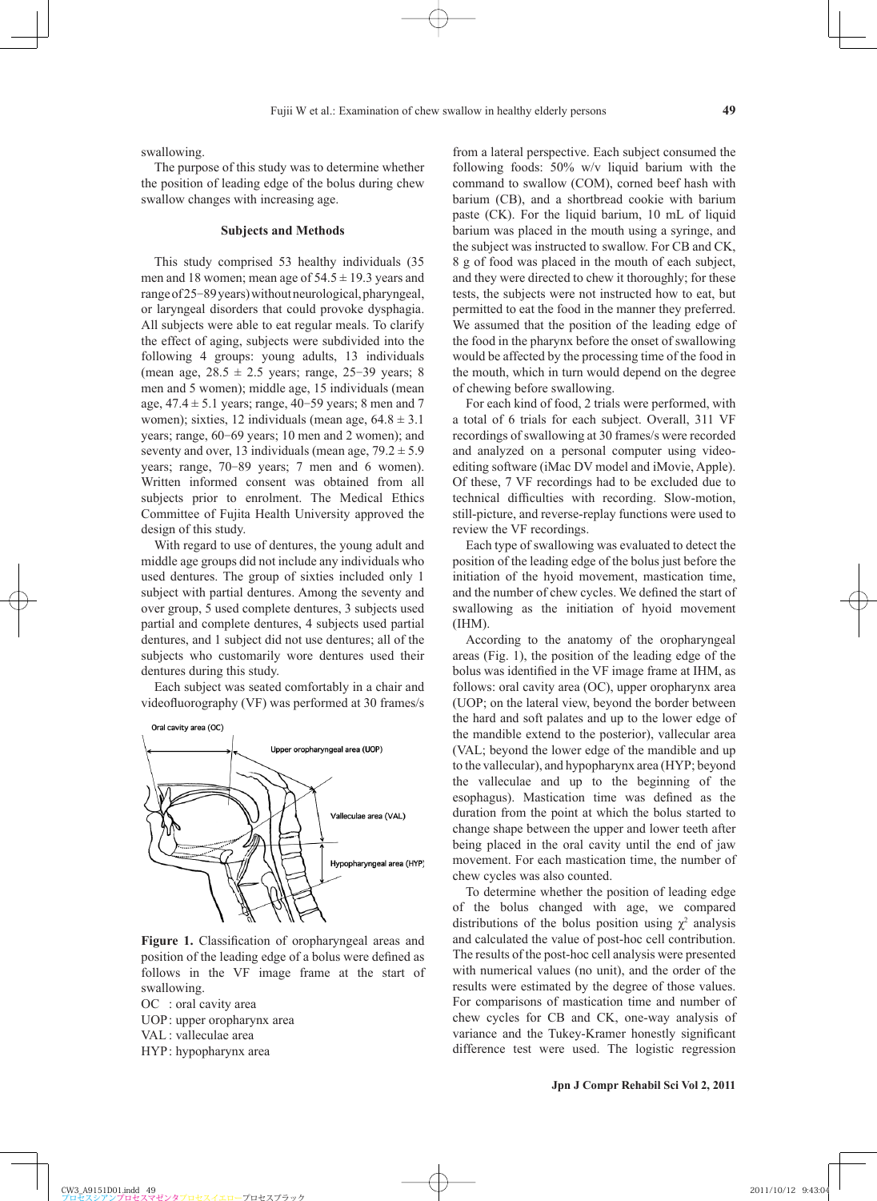swallowing.

The purpose of this study was to determine whether the position of leading edge of the bolus during chew swallow changes with increasing age.

## Subjects and Methods

This study comprised 53 healthy individuals (35 men and 18 women; mean age of 54.5 ± 19.3 years and range of 25−89 years) without neurological, pharyngeal, or laryngeal disorders that could provoke dysphagia. All subjects were able to eat regular meals. To clarify the effect of aging, subjects were subdivided into the following 4 groups: young adults, 13 individuals (mean age, 28.5 ± 2.5 years; range, 25−39 years; 8 men and 5 women); middle age, 15 individuals (mean age, 47.4 ± 5.1 years; range, 40−59 years; 8 men and 7 women); sixties, 12 individuals (mean age, 64.8 ± 3.1 years; range, 60−69 years; 10 men and 2 women); and seventy and over, 13 individuals (mean age, 79.2 ± 5.9 years; range, 70−89 years; 7 men and 6 women). Written informed consent was obtained from all subjects prior to enrolment. The Medical Ethics Committee of Fujita Health University approved the design of this study.

With regard to use of dentures, the young adult and middle age groups did not include any individuals who used dentures. The group of sixties included only 1 subject with partial dentures. Among the seventy and over group, 5 used complete dentures, 3 subjects used partial and complete dentures, 4 subjects used partial dentures, and 1 subject did not use dentures; all of the subjects who customarily wore dentures used their dentures during this study.

Each subject was seated comfortably in a chair and videofluorography (VF) was performed at 30 frames/s from a lateral perspective. Each subject consumed the following foods: 50% w/v liquid barium with the command to swallow (COM), corned beef hash with barium (CB), and a shortbread cookie with barium paste (CK). For the liquid barium, 10 mL of liquid barium was placed in the mouth using a syringe, and the subject was instructed to swallow. For CB and CK, 8 g of food was placed in the mouth of each subject, and they were directed to chew it thoroughly; for these tests, the subjects were not instructed how to eat, but permitted to eat the food in the manner they preferred. We assumed that the position of the leading edge of the food in the pharynx before the onset of swallowing would be affected by the processing time of the food in the mouth, which in turn would depend on the degree of chewing before swallowing.

Oral cavity area (OC)

Upper oropharyngeal area (UOP)

Valleculae area (VAL)

Hypopharyngeal area (HYP)

**Figure 1.** Classification of oropharyngeal areas and position of the leading edge of a bolus were defined as follows in the VF image frame at the start of swallowing.
OC : oral cavity area
UOP: upper oropharynx area
VAL : valleculae area
HYP: hypopharynx area

For each kind of food, 2 trials were performed, with a total of 6 trials for each subject. Overall, 311 VF recordings of swallowing at 30 frames/s were recorded and analyzed on a personal computer using video-editing software (iMac DV model and iMovie, Apple). Of these, 7 VF recordings had to be excluded due to technical difficulties with recording. Slow-motion, still-picture, and reverse-replay functions were used to review the VF recordings.

Each type of swallowing was evaluated to detect the position of the leading edge of the bolus just before the initiation of the hyoid movement, mastication time, and the number of chew cycles. We defined the start of swallowing as the initiation of hyoid movement (IHM).

According to the anatomy of the oropharyngeal areas (Fig. 1), the position of the leading edge of the bolus was identified in the VF image frame at IHM, as follows: oral cavity area (OC), upper oropharynx area (UOP; on the lateral view, beyond the border between the hard and soft palates and up to the lower edge of the mandible extend to the posterior), vallecular area (VAL; beyond the lower edge of the mandible and up to the vallecular), and hypopharynx area (HYP; beyond the valleculae and up to the beginning of the esophagus). Mastication time was defined as the duration from the point at which the bolus started to change shape between the upper and lower teeth after being placed in the oral cavity until the end of jaw movement. For each mastication time, the number of chew cycles was also counted.

To determine whether the position of leading edge of the bolus changed with age, we compared distributions of the bolus position using $\chi^2$ analysis and calculated the value of post-hoc cell contribution. The results of the post-hoc cell analysis were presented with numerical values (no unit), and the order of the results were estimated by the degree of those values. For comparisons of mastication time and number of chew cycles for CB and CK, one-way analysis of variance and the Tukey-Kramer honestly significant difference test were used. The logistic regression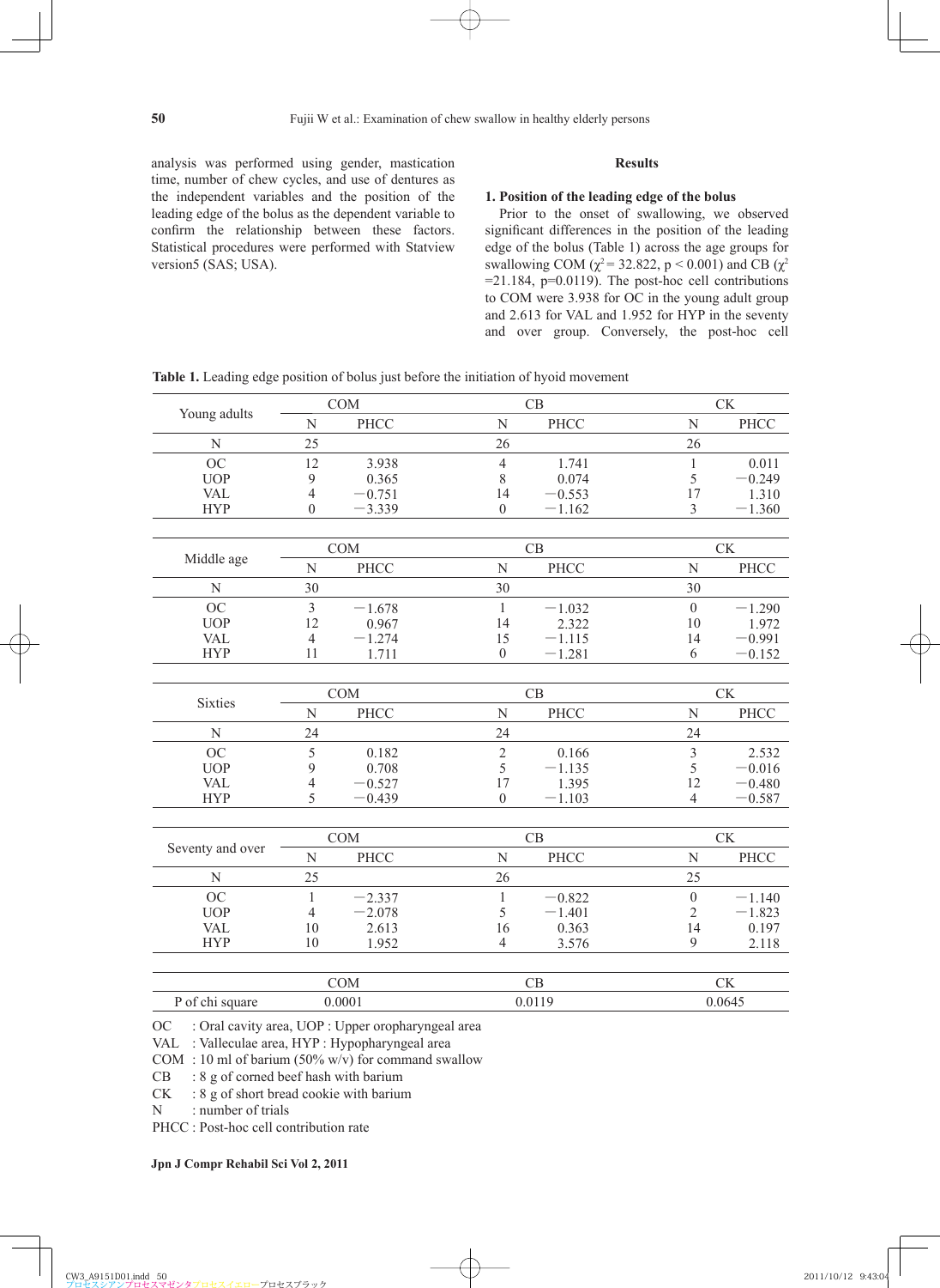analysis was performed using gender, mastication time, number of chew cycles, and use of dentures as the independent variables and the position of the leading edge of the bolus as the dependent variable to confirm the relationship between these factors. Statistical procedures were performed with Statview version5 (SAS; USA).

## Results

### 1. Position of the leading edge of the bolus

Prior to the onset of swallowing, we observed significant differences in the position of the leading edge of the bolus (Table 1) across the age groups for swallowing COM ($\chi^2 = 32.822$, $p < 0.001$) and CB ($\chi^2 = 21.184$, $p = 0.0119$). The post-hoc cell contributions to COM were 3.938 for OC in the young adult group and 2.613 for VAL and 1.952 for HYP in the seventy and over group. Conversely, the post-hoc cell

**Table 1.** Leading edge position of bolus just before the initiation of hyoid movement

| Young adults | COM | | CB | | CK | |
|---|---|---|---|---|---|---|
| | N | PHCC | N | PHCC | N | PHCC |
| N | 25 | | 26 | | 26 | |
| OC | 12 | 3.938 | 4 | 1.741 | 1 | 0.011 |
| UOP | 9 | 0.365 | 8 | 0.074 | 5 | −0.249 |
| VAL | 4 | −0.751 | 14 | −0.553 | 17 | 1.310 |
| HYP | 0 | −3.339 | 0 | −1.162 | 3 | −1.360 |

| Middle age | COM | | CB | | CK | |
|---|---|---|---|---|---|---|
| | N | PHCC | N | PHCC | N | PHCC |
| N | 30 | | 30 | | 30 | |
| OC | 3 | −1.678 | 1 | −1.032 | 0 | −1.290 |
| UOP | 12 | 0.967 | 14 | 2.322 | 10 | 1.972 |
| VAL | 4 | −1.274 | 15 | −1.115 | 14 | −0.991 |
| HYP | 11 | 1.711 | 0 | −1.281 | 6 | −0.152 |

| Sixties | COM | | CB | | CK | |
|---|---|---|---|---|---|---|
| | N | PHCC | N | PHCC | N | PHCC |
| N | 24 | | 24 | | 24 | |
| OC | 5 | 0.182 | 2 | 0.166 | 3 | 2.532 |
| UOP | 9 | 0.708 | 5 | −1.135 | 5 | −0.016 |
| VAL | 4 | −0.527 | 17 | 1.395 | 12 | −0.480 |
| HYP | 5 | −0.439 | 0 | −1.103 | 4 | −0.587 |

| Seventy and over | COM | | CB | | CK | |
|---|---|---|---|---|---|---|
| | N | PHCC | N | PHCC | N | PHCC |
| N | 25 | | 26 | | 25 | |
| OC | 1 | −2.337 | 1 | −0.822 | 0 | −1.140 |
| UOP | 4 | −2.078 | 5 | −1.401 | 2 | −1.823 |
| VAL | 10 | 2.613 | 16 | 0.363 | 14 | 0.197 |
| HYP | 10 | 1.952 | 4 | 3.576 | 9 | 2.118 |

| | COM | CB | CK |
|---|---|---|---|
| P of chi square | 0.0001 | 0.0119 | 0.0645 |

OC : Oral cavity area, UOP : Upper oropharyngeal area
VAL : Valleculae area, HYP : Hypopharyngeal area
COM : 10 ml of barium (50% w/v) for command swallow
CB : 8 g of corned beef hash with barium
CK : 8 g of short bread cookie with barium
N : number of trials
PHCC : Post-hoc cell contribution rate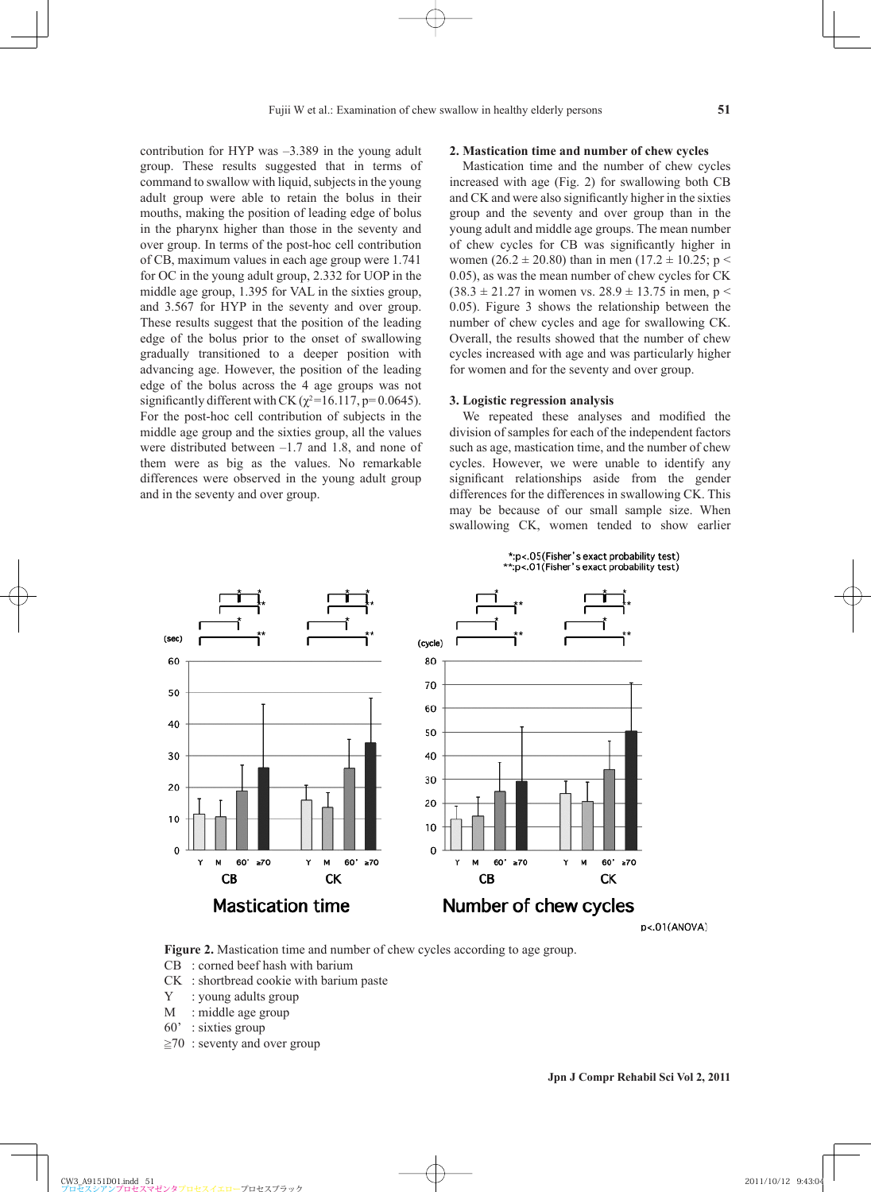contribution for HYP was –3.389 in the young adult group. These results suggested that in terms of command to swallow with liquid, subjects in the young adult group were able to retain the bolus in their mouths, making the position of leading edge of bolus in the pharynx higher than those in the seventy and over group. In terms of the post-hoc cell contribution of CB, maximum values in each age group were 1.741 for OC in the young adult group, 2.332 for UOP in the middle age group, 1.395 for VAL in the sixties group, and 3.567 for HYP in the seventy and over group. These results suggest that the position of the leading edge of the bolus prior to the onset of swallowing gradually transitioned to a deeper position with advancing age. However, the position of the leading edge of the bolus across the 4 age groups was not significantly different with CK ($\chi^2$=16.117, p= 0.0645). For the post-hoc cell contribution of subjects in the middle age group and the sixties group, all the values were distributed between –1.7 and 1.8, and none of them were as big as the values. No remarkable differences were observed in the young adult group and in the seventy and over group.

### 2. Mastication time and number of chew cycles

Mastication time and the number of chew cycles increased with age (Fig. 2) for swallowing both CB and CK and were also significantly higher in the sixties group and the seventy and over group than in the young adult and middle age groups. The mean number of chew cycles for CB was significantly higher in women (26.2 ± 20.80) than in men (17.2 ± 10.25; $p < 0.05$), as was the mean number of chew cycles for CK (38.3 ± 21.27 in women vs. 28.9 ± 13.75 in men, $p < 0.05$). Figure 3 shows the relationship between the number of chew cycles and age for swallowing CK. Overall, the results showed that the number of chew cycles increased with age and was particularly higher for women and for the seventy and over group.

### 3. Logistic regression analysis

We repeated these analyses and modified the division of samples for each of the independent factors such as age, mastication time, and the number of chew cycles. However, we were unable to identify any significant relationships aside from the gender differences for the differences in swallowing CK. This may be because of our small sample size. When swallowing CK, women tended to show earlier

**Figure 2.** Mastication time and number of chew cycles according to age group.
CB : corned beef hash with barium
CK : shortbread cookie with barium paste
Y : young adults group
M : middle age group
60’ : sixties group
≧70 : seventy and over group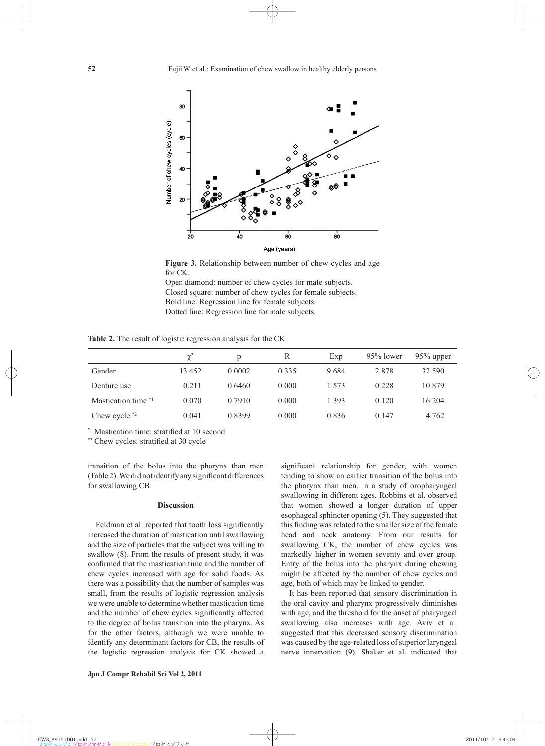80

60

40

20

20 40 60 80

Number of chew cycles (cycle)

Age (years)

**Figure 3.** Relationship between number of chew cycles and age for CK.
Open diamond: number of chew cycles for male subjects.
Closed square: number of chew cycles for female subjects.
Bold line: Regression line for female subjects.
Dotted line: Regression line for male subjects.

**Table 2.** The result of logistic regression analysis for the CK

| | $\chi^2$ | p | R | Exp | 95% lower | 95% upper |
|---|---|---|---|---|---|---|
| Gender | 13.452 | 0.0002 | 0.335 | 9.684 | 2.878 | 32.590 |
| Denture use | 0.211 | 0.6460 | 0.000 | 1.573 | 0.228 | 10.879 |
| Mastication time [*1] | 0.070 | 0.7910 | 0.000 | 1.393 | 0.120 | 16.204 |
| Chew cycle [*2] | 0.041 | 0.8399 | 0.000 | 0.836 | 0.147 | 4.762 |

[*1] Mastication time: stratified at 10 second
[*2] Chew cycles: stratified at 30 cycle

transition of the bolus into the pharynx than men (Table 2). We did not identify any significant differences for swallowing CB.

## Discussion

Feldman et al. reported that tooth loss significantly increased the duration of mastication until swallowing and the size of particles that the subject was willing to swallow (8). From the results of present study, it was confirmed that the mastication time and the number of chew cycles increased with age for solid foods. As there was a possibility that the number of samples was small, from the results of logistic regression analysis we were unable to determine whether mastication time and the number of chew cycles significantly affected to the degree of bolus transition into the pharynx. As for the other factors, although we were unable to identify any determinant factors for CB, the results of the logistic regression analysis for CK showed a significant relationship for gender, with women tending to show an earlier transition of the bolus into the pharynx than men. In a study of oropharyngeal swallowing in different ages, Robbins et al. observed that women showed a longer duration of upper esophageal sphincter opening (5). They suggested that this finding was related to the smaller size of the female head and neck anatomy. From our results for swallowing CK, the number of chew cycles was markedly higher in women seventy and over group. Entry of the bolus into the pharynx during chewing might be affected by the number of chew cycles and age, both of which may be linked to gender.

It has been reported that sensory discrimination in the oral cavity and pharynx progressively diminishes with age, and the threshold for the onset of pharyngeal swallowing also increases with age. Aviv et al. suggested that this decreased sensory discrimination was caused by the age-related loss of superior laryngeal nerve innervation (9). Shaker et al. indicated that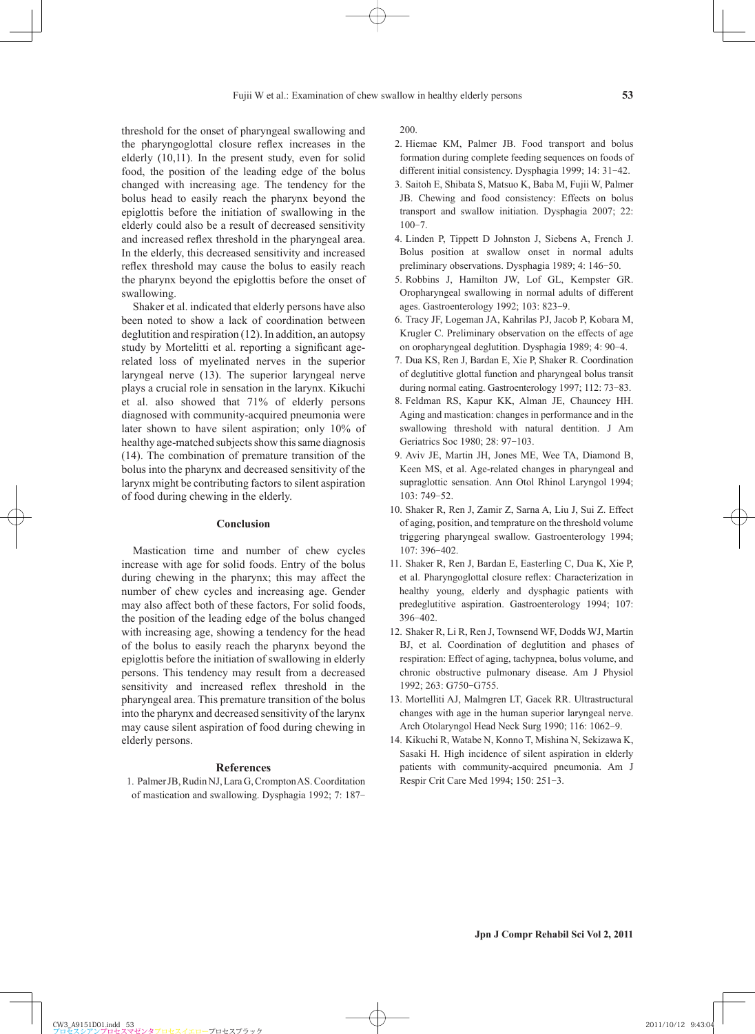threshold for the onset of pharyngeal swallowing and the pharyngoglottal closure reflex increases in the elderly (10,11). In the present study, even for solid food, the position of the leading edge of the bolus changed with increasing age. The tendency for the bolus head to easily reach the pharynx beyond the epiglottis before the initiation of swallowing in the elderly could also be a result of decreased sensitivity and increased reflex threshold in the pharyngeal area. In the elderly, this decreased sensitivity and increased reflex threshold may cause the bolus to easily reach the pharynx beyond the epiglottis before the onset of swallowing.

Shaker et al. indicated that elderly persons have also been noted to show a lack of coordination between deglutition and respiration (12). In addition, an autopsy study by Mortelitti et al. reporting a significant age-related loss of myelinated nerves in the superior laryngeal nerve (13). The superior laryngeal nerve plays a crucial role in sensation in the larynx. Kikuchi et al. also showed that 71% of elderly persons diagnosed with community-acquired pneumonia were later shown to have silent aspiration; only 10% of healthy age-matched subjects show this same diagnosis (14). The combination of premature transition of the bolus into the pharynx and decreased sensitivity of the larynx might be contributing factors to silent aspiration of food during chewing in the elderly.

## Conclusion

Mastication time and number of chew cycles increase with age for solid foods. Entry of the bolus during chewing in the pharynx; this may affect the number of chew cycles and increasing age. Gender may also affect both of these factors, For solid foods, the position of the leading edge of the bolus changed with increasing age, showing a tendency for the head of the bolus to easily reach the pharynx beyond the epiglottis before the initiation of swallowing in elderly persons. This tendency may result from a decreased sensitivity and increased reflex threshold in the pharyngeal area. This premature transition of the bolus into the pharynx and decreased sensitivity of the larynx may cause silent aspiration of food during chewing in elderly persons.

## References

1. Palmer JB, Rudin NJ, Lara G, Crompton AS. Coorditation of mastication and swallowing. Dysphagia 1992; 7: 187−200.
2. Hiemae KM, Palmer JB. Food transport and bolus formation during complete feeding sequences on foods of different initial consistency. Dysphagia 1999; 14: 31−42.
3. Saitoh E, Shibata S, Matsuo K, Baba M, Fujii W, Palmer JB. Chewing and food consistency: Effects on bolus transport and swallow initiation. Dysphagia 2007; 22: 100−7.
4. Linden P, Tippett D Johnston J, Siebens A, French J. Bolus position at swallow onset in normal adults preliminary observations. Dysphagia 1989; 4: 146−50.
5. Robbins J, Hamilton JW, Lof GL, Kempster GR. Oropharyngeal swallowing in normal adults of different ages. Gastroenterology 1992; 103: 823−9.
6. Tracy JF, Logeman JA, Kahrilas PJ, Jacob P, Kobara M, Krugler C. Preliminary observation on the effects of age on oropharyngeal deglution. Dysphagia 1989; 4: 90−4.
7. Dua KS, Ren J, Bardan E, Xie P, Shaker R. Coordination of deglutitive glottal function and pharyngeal bolus transit during normal eating. Gastroenterology 1997; 112: 73−83.
8. Feldman RS, Kapur KK, Alman JE, Chauncey HH. Aging and mastication: changes in performance and in the swallowing threshold with natural dentition. J Am Geriatrics Soc 1980; 28: 97−103.
9. Aviv JE, Martin JH, Jones ME, Wee TA, Diamond B, Keen MS, et al. Age-related changes in pharyngeal and supraglottic sensation. Ann Otol Rhinol Laryngol 1994; 103: 749−52.
10. Shaker R, Ren J, Zamir Z, Sarna A, Liu J, Sui Z. Effect of aging, position, and temprature on the threshold volume triggering pharyngeal swallow. Gastroenterology 1994; 107: 396−402.
11. Shaker R, Ren J, Bardan E, Easterling C, Dua K, Xie P, et al. Pharyngoglottal closure reflex: Characterization in healthy young, elderly and dysphagic patients with predeglutitive aspiration. Gastroenterology 1994; 107: 396−402.
12. Shaker R, Li R, Ren J, Townsend WF, Dodds WJ, Martin BJ, et al. Coordination of deglutition and phases of respiration: Effect of aging, tachypnea, bolus volume, and chronic obstructive pulmonary disease. Am J Physiol 1992; 263: G750−G755.
13. Mortelliti AJ, Malmgren LT, Gacek RR. Ultrastructural changes with age in the human superior laryngeal nerve. Arch Otolaryngol Head Neck Surg 1990; 116: 1062−9.
14. Kikuchi R, Watabe N, Konno T, Mishina N, Sekizawa K, Sasaki H. High incidence of silent aspiration in elderly patients with community-acquired pneumonia. Am J Respir Crit Care Med 1994; 150: 251−3.